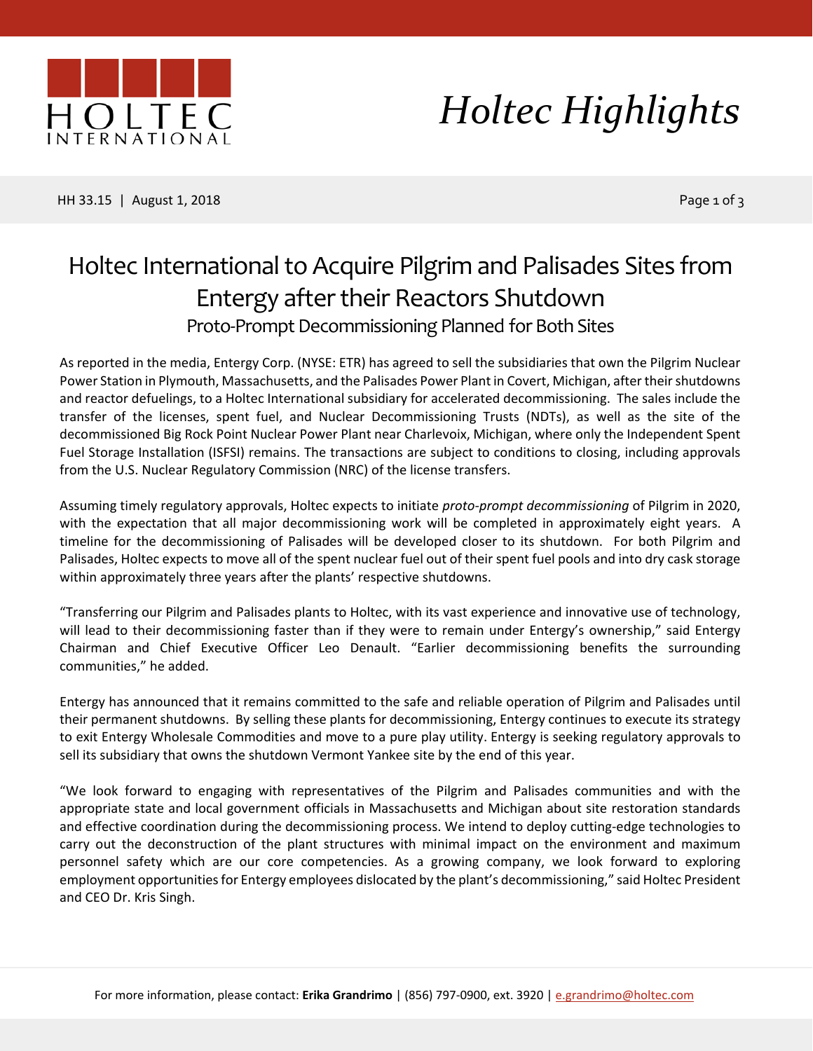HOLTEC INTERNATIONAL

*Holtec Highlights*

HH 33.15 | August 1, 2018

# Holtec International to Acquire Pilgrim and Palisades Sites from Entergy after their Reactors Shutdown

## Proto-Prompt Decommissioning Planned for Both Sites

As reported in the media, Entergy Corp. (NYSE: ETR) has agreed to sell the subsidiaries that own the Pilgrim Nuclear Power Station in Plymouth, Massachusetts, and the Palisades Power Plant in Covert, Michigan, after their shutdowns and reactor defuelings, to a Holtec International subsidiary for accelerated decommissioning. The sales include the transfer of the licenses, spent fuel, and Nuclear Decommissioning Trusts (NDTs), as well as the site of the decommissioned Big Rock Point Nuclear Power Plant near Charlevoix, Michigan, where only the Independent Spent Fuel Storage Installation (ISFSI) remains. The transactions are subject to conditions to closing, including approvals from the U.S. Nuclear Regulatory Commission (NRC) of the license transfers.

Assuming timely regulatory approvals, Holtec expects to initiate *proto-prompt decommissioning* of Pilgrim in 2020, with the expectation that all major decommissioning work will be completed in approximately eight years. A timeline for the decommissioning of Palisades will be developed closer to its shutdown. For both Pilgrim and Palisades, Holtec expects to move all of the spent nuclear fuel out of their spent fuel pools and into dry cask storage within approximately three years after the plants' respective shutdowns.

"Transferring our Pilgrim and Palisades plants to Holtec, with its vast experience and innovative use of technology, will lead to their decommissioning faster than if they were to remain under Entergy's ownership," said Entergy Chairman and Chief Executive Officer Leo Denault. "Earlier decommissioning benefits the surrounding communities," he added.

Entergy has announced that it remains committed to the safe and reliable operation of Pilgrim and Palisades until their permanent shutdowns. By selling these plants for decommissioning, Entergy continues to execute its strategy to exit Entergy Wholesale Commodities and move to a pure play utility. Entergy is seeking regulatory approvals to sell its subsidiary that owns the shutdown Vermont Yankee site by the end of this year.

"We look forward to engaging with representatives of the Pilgrim and Palisades communities and with the appropriate state and local government officials in Massachusetts and Michigan about site restoration standards and effective coordination during the decommissioning process. We intend to deploy cutting-edge technologies to carry out the deconstruction of the plant structures with minimal impact on the environment and maximum personnel safety which are our core competencies. As a growing company, we look forward to exploring employment opportunities for Entergy employees dislocated by the plant's decommissioning," said Holtec President and CEO Dr. Kris Singh.

For more information, please contact: **Erika Grandrimo** | (856) 797-0900, ext. 3920 | e.grandrimo@holtec.com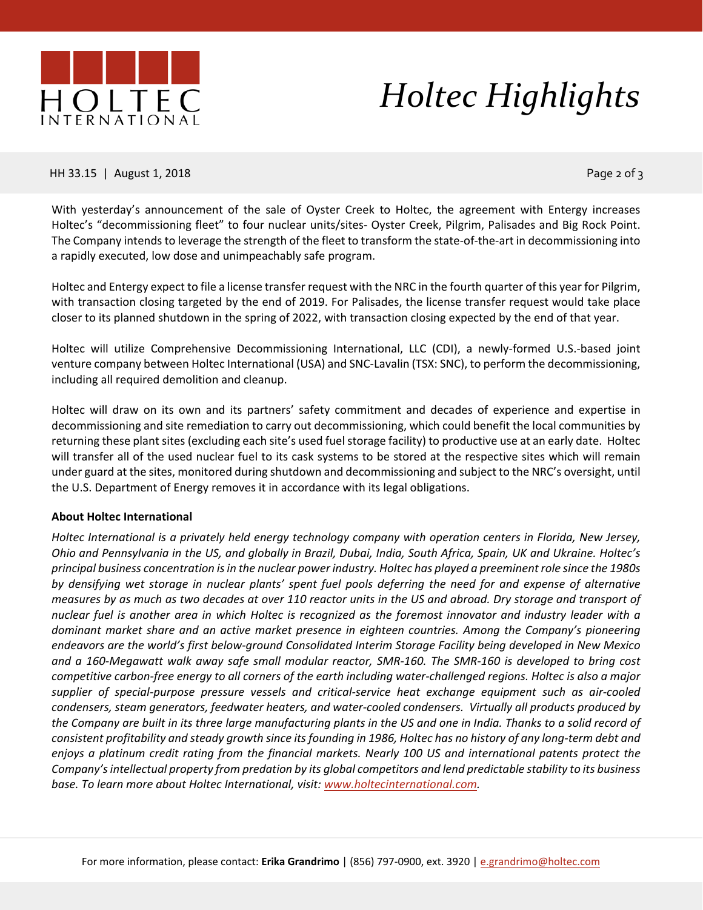With yesterday's announcement of the sale of Oyster Creek to Holtec, the agreement with Entergy increases Holtec's "decommissioning fleet" to four nuclear units/sites- Oyster Creek, Pilgrim, Palisades and Big Rock Point. The Company intends to leverage the strength of the fleet to transform the state-of-the-art in decommissioning into a rapidly executed, low dose and unimpeachably safe program.

Holtec and Entergy expect to file a license transfer request with the NRC in the fourth quarter of this year for Pilgrim, with transaction closing targeted by the end of 2019. For Palisades, the license transfer request would take place closer to its planned shutdown in the spring of 2022, with transaction closing expected by the end of that year.

Holtec will utilize Comprehensive Decommissioning International, LLC (CDI), a newly-formed U.S.-based joint venture company between Holtec International (USA) and SNC-Lavalin (TSX: SNC), to perform the decommissioning, including all required demolition and cleanup.

Holtec will draw on its own and its partners' safety commitment and decades of experience and expertise in decommissioning and site remediation to carry out decommissioning, which could benefit the local communities by returning these plant sites (excluding each site's used fuel storage facility) to productive use at an early date. Holtec will transfer all of the used nuclear fuel to its cask systems to be stored at the respective sites which will remain under guard at the sites, monitored during shutdown and decommissioning and subject to the NRC's oversight, until the U.S. Department of Energy removes it in accordance with its legal obligations.

**About Holtec International**

*Holtec International is a privately held energy technology company with operation centers in Florida, New Jersey, Ohio and Pennsylvania in the US, and globally in Brazil, Dubai, India, South Africa, Spain, UK and Ukraine. Holtec's principal business concentration is in the nuclear power industry. Holtec has played a preeminent role since the 1980s by densifying wet storage in nuclear plants' spent fuel pools deferring the need for and expense of alternative measures by as much as two decades at over 110 reactor units in the US and abroad. Dry storage and transport of nuclear fuel is another area in which Holtec is recognized as the foremost innovator and industry leader with a dominant market share and an active market presence in eighteen countries. Among the Company's pioneering endeavors are the world's first below-ground Consolidated Interim Storage Facility being developed in New Mexico and a 160-Megawatt walk away safe small modular reactor, SMR-160. The SMR-160 is developed to bring cost competitive carbon-free energy to all corners of the earth including water-challenged regions. Holtec is also a major supplier of special-purpose pressure vessels and critical-service heat exchange equipment such as air-cooled condensers, steam generators, feedwater heaters, and water-cooled condensers. Virtually all products produced by the Company are built in its three large manufacturing plants in the US and one in India. Thanks to a solid record of consistent profitability and steady growth since its founding in 1986, Holtec has no history of any long-term debt and enjoys a platinum credit rating from the financial markets. Nearly 100 US and international patents protect the Company's intellectual property from predation by its global competitors and lend predictable stability to its business base. To learn more about Holtec International, visit: [www.holtecinternational.com](www.holtecinternational.com).*

For more information, please contact: **Erika Grandrimo** | (856) 797-0900, ext. 3920 | e.grandrimo@holtec.com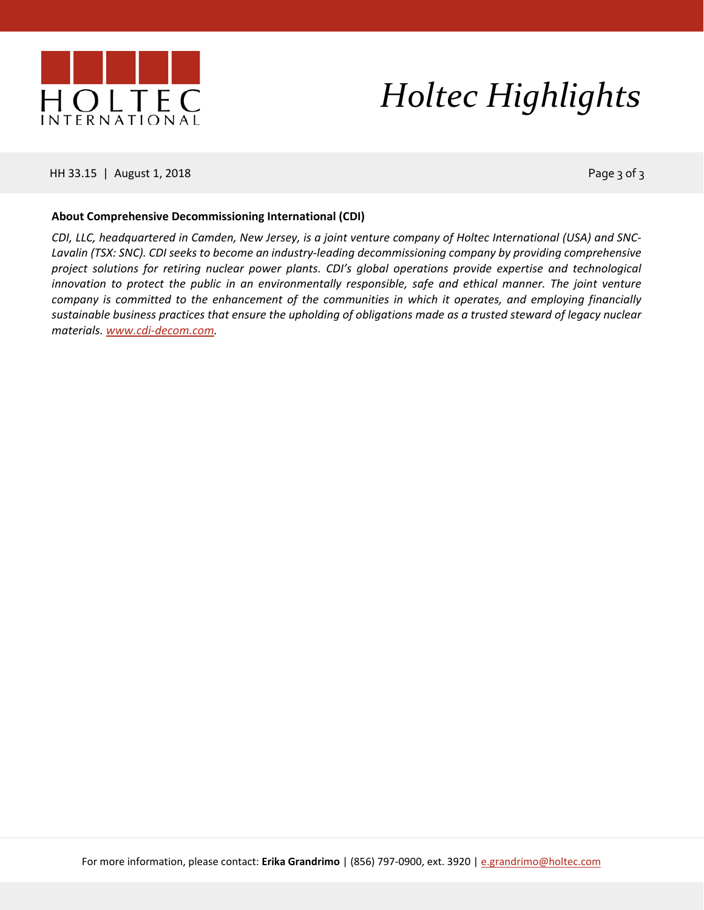**About Comprehensive Decommissioning International (CDI)**

*CDI, LLC, headquartered in Camden, New Jersey, is a joint venture company of Holtec International (USA) and SNC-Lavalin (TSX: SNC). CDI seeks to become an industry-leading decommissioning company by providing comprehensive project solutions for retiring nuclear power plants. CDI's global operations provide expertise and technological innovation to protect the public in an environmentally responsible, safe and ethical manner. The joint venture company is committed to the enhancement of the communities in which it operates, and employing financially sustainable business practices that ensure the upholding of obligations made as a trusted steward of legacy nuclear materials. www.cdi-decom.com.*

For more information, please contact: **Erika Grandrimo** | (856) 797-0900, ext. 3920 | e.grandrimo@holtec.com